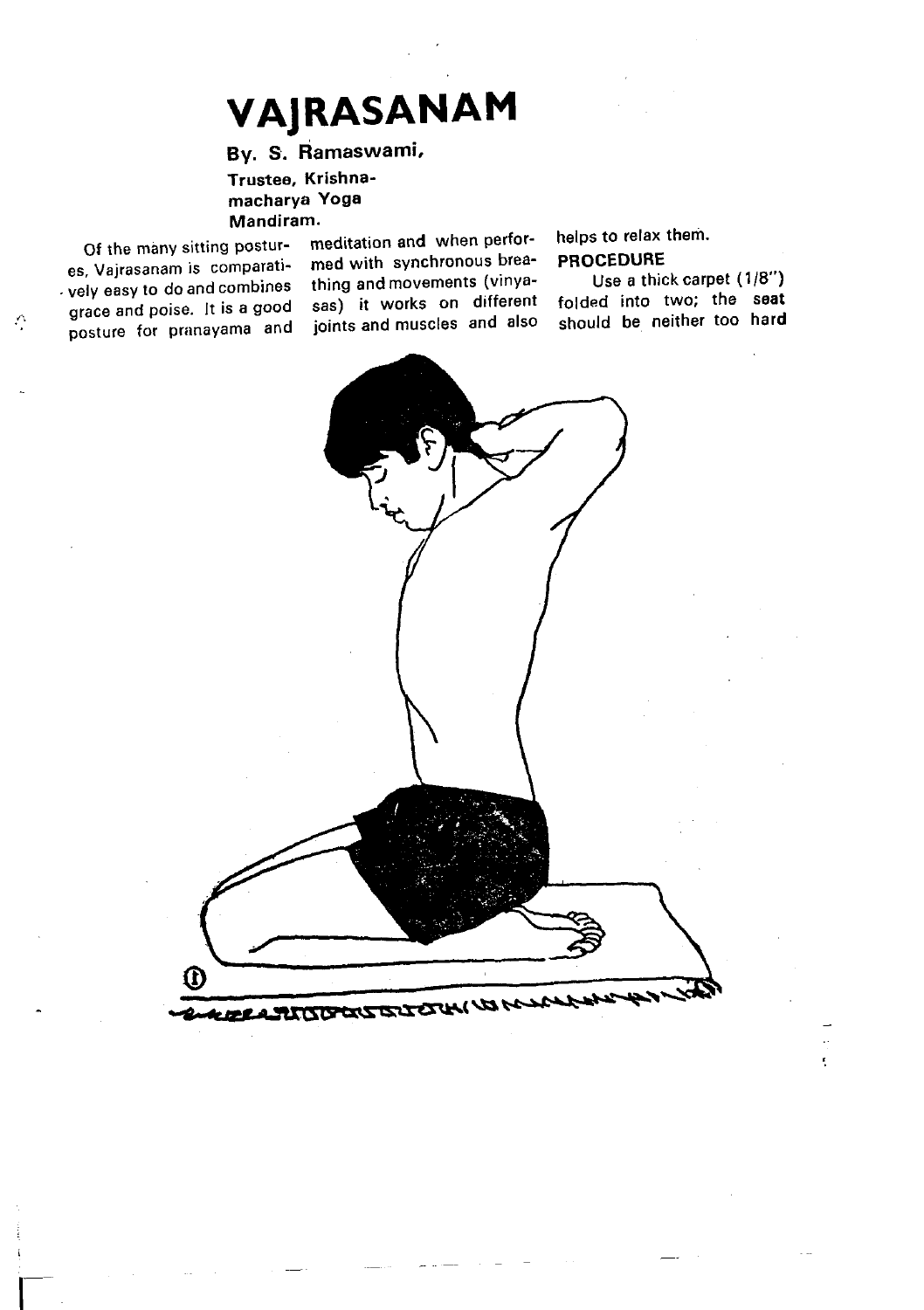# VAJRASANAM

**By. S. Ramaswami,**

**Trustee, Krishnamacharya Yoga Mandiram.**

Of the many sitting postures, Vajrasanam is comparatively easy to do and combines grace and poise. It is a good posture for pranayama and meditation and when performed with synchronous breathing and movements (vinyasas) it works on different joints and muscles and also helps to relax them.

**PROCEDURE**

Use a thick carpet (1/8") folded into two; the seat should be neither too hard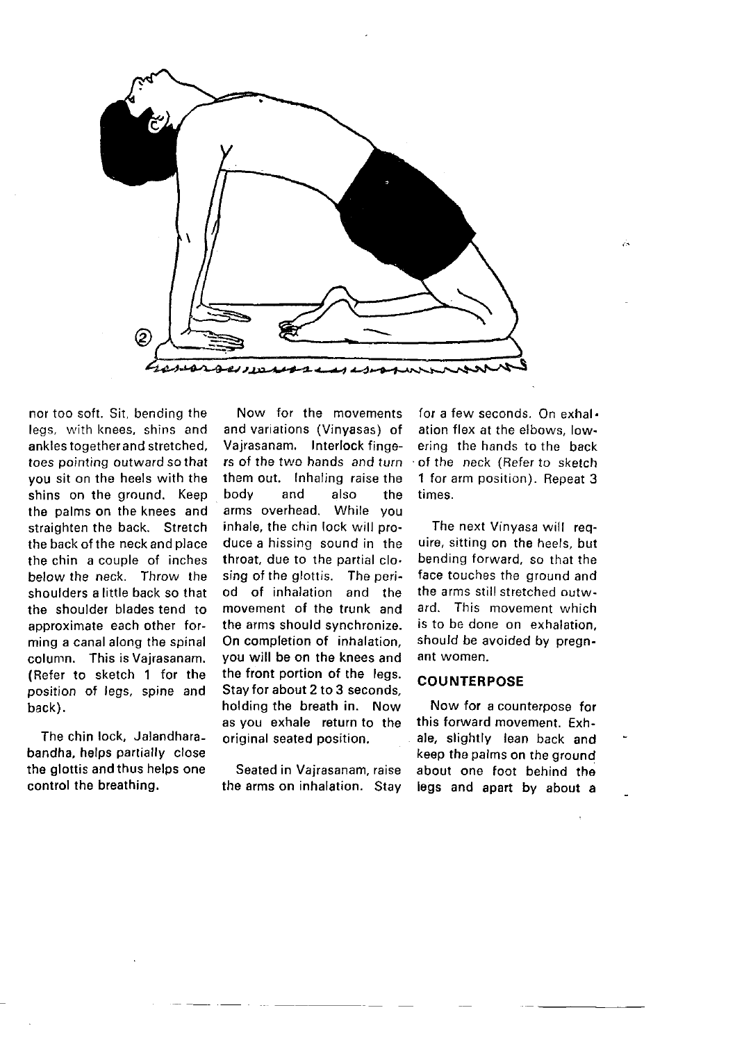nor too soft. Sit, bending the legs, with knees, shins and ankles together and stretched, toes pointing outward so that you sit on the heels with the shins on the ground. Keep the palms on the knees and straighten the back. Stretch the back of the neck and place the chin a couple of inches below the neck. Throw the shoulders a little back so that the shoulder blades tend to approximate each other forming a canal along the spinal column. This is Vajrasanam. (Refer to sketch 1 for the position of legs, spine and back).

The chin lock, Jalandharabandha, helps partially close the glottis and thus helps one control the breathing.

Now for the movements and variations (Vinyasas) of Vajrasanam. Interlock fingers of the two hands and turn them out. Inhaling raise the body and also the arms overhead. While you inhale, the chin lock will produce a hissing sound in the throat, due to the partial closing of the glottis. The period of inhalation and the movement of the trunk and the arms should synchronize. On completion of inhalation, you will be on the knees and the front portion of the legs. Stay for about 2 to 3 seconds, holding the breath in. Now as you exhale return to the original seated position.

Seated in Vajrasanam, raise the arms on inhalation. Stay for a few seconds. On exhalation flex at the elbows, lowering the hands to the back of the neck (Refer to sketch 1 for arm position). Repeat 3 times.

The next Vinyasa will require, sitting on the heels, but bending forward, so that the face touches the ground and the arms still stretched outward. This movement which is to be done on exhalation, should be avoided by pregnant women.

## COUNTERPOSE

Now for a counterpose for this forward movement. Exhale, slightly lean back and keep the palms on the ground about one foot behind the legs and apart by about a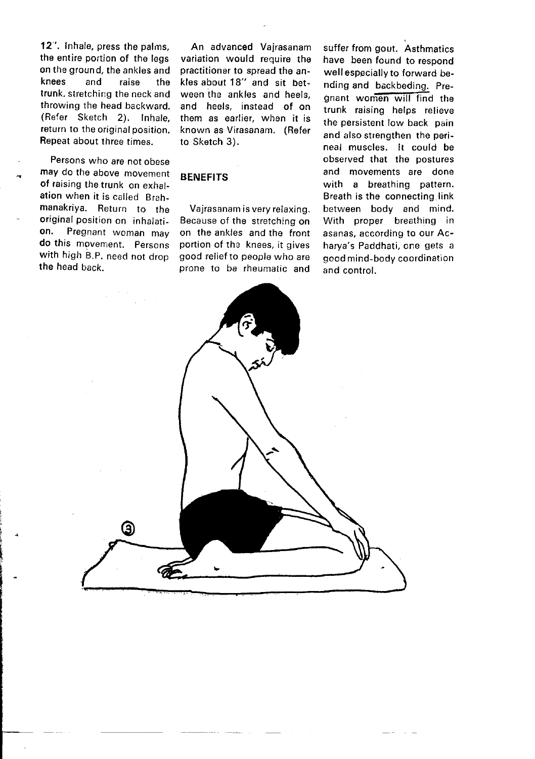12". Inhale, press the palms, the entire portion of the legs on the ground, the ankles and knees and raise the trunk, stretching the neck and throwing the head backward. (Refer Sketch 2). Inhale, return to the original position. Repeat about three times.

Persons who are not obese may do the above movement of raising the trunk on exhalation when it is called Brahmanakriya. Return to the original position on inhalation. Pregnant woman may do this movement. Persons with high B.P. need not drop the head back.

An advanced Vajrasanam variation would require the practitioner to spread the ankles about 18" and sit between the ankles and heels, and heels, instead of on them as earlier, when it is known as Virasanam. (Refer to Sketch 3).

## BENEFITS

Vajrasanam is very relaxing. Because of the stretching on on the ankles and the front portion of the knees, it gives good relief to people who are prone to be rheumatic and suffer from gout. Asthmatics have been found to respond well especially to forward bending and backbeding. Pregnant women will find the trunk raising helps relieve the persistent low back pain and also strengthen the perineal muscles. It could be observed that the postures and movements are done with a breathing pattern. Breath is the connecting link between body and mind. With proper breathing in asanas, according to our Acharya's Paddhati, one gets a good mind-body coordination and control.

③